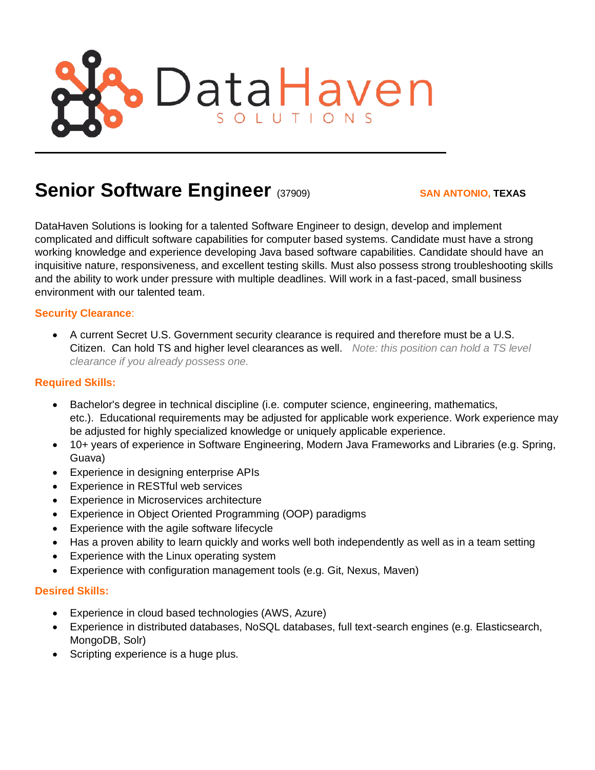DataHaven SOLUTIONS

# Senior Software Engineer (37909)

**SAN ANTONIO, TEXAS**

DataHaven Solutions is looking for a talented Software Engineer to design, develop and implement complicated and difficult software capabilities for computer based systems. Candidate must have a strong working knowledge and experience developing Java based software capabilities. Candidate should have an inquisitive nature, responsiveness, and excellent testing skills. Must also possess strong troubleshooting skills and the ability to work under pressure with multiple deadlines. Will work in a fast-paced, small business environment with our talented team.

**Security Clearance**:

- A current Secret U.S. Government security clearance is required and therefore must be a U.S. Citizen. Can hold TS and higher level clearances as well. *Note: this position can hold a TS level clearance if you already possess one.*

**Required Skills:**

- Bachelor's degree in technical discipline (i.e. computer science, engineering, mathematics, etc.). Educational requirements may be adjusted for applicable work experience. Work experience may be adjusted for highly specialized knowledge or uniquely applicable experience.
- 10+ years of experience in Software Engineering, Modern Java Frameworks and Libraries (e.g. Spring, Guava)
- Experience in designing enterprise APIs
- Experience in RESTful web services
- Experience in Microservices architecture
- Experience in Object Oriented Programming (OOP) paradigms
- Experience with the agile software lifecycle
- Has a proven ability to learn quickly and works well both independently as well as in a team setting
- Experience with the Linux operating system
- Experience with configuration management tools (e.g. Git, Nexus, Maven)

**Desired Skills:**

- Experience in cloud based technologies (AWS, Azure)
- Experience in distributed databases, NoSQL databases, full text-search engines (e.g. Elasticsearch, MongoDB, Solr)
- Scripting experience is a huge plus.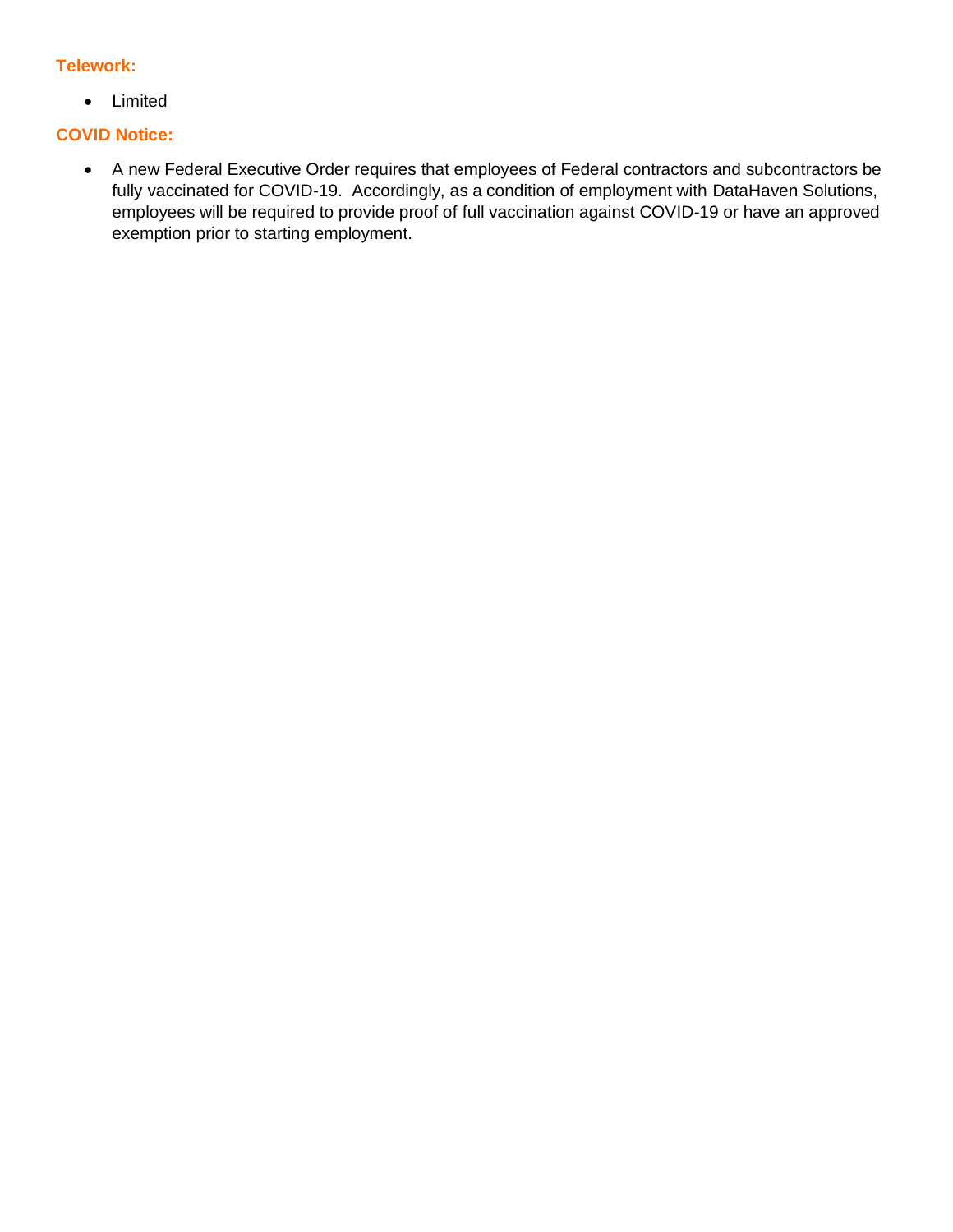### Telework:

- Limited

### COVID Notice:

- A new Federal Executive Order requires that employees of Federal contractors and subcontractors be fully vaccinated for COVID-19. Accordingly, as a condition of employment with DataHaven Solutions, employees will be required to provide proof of full vaccination against COVID-19 or have an approved exemption prior to starting employment.